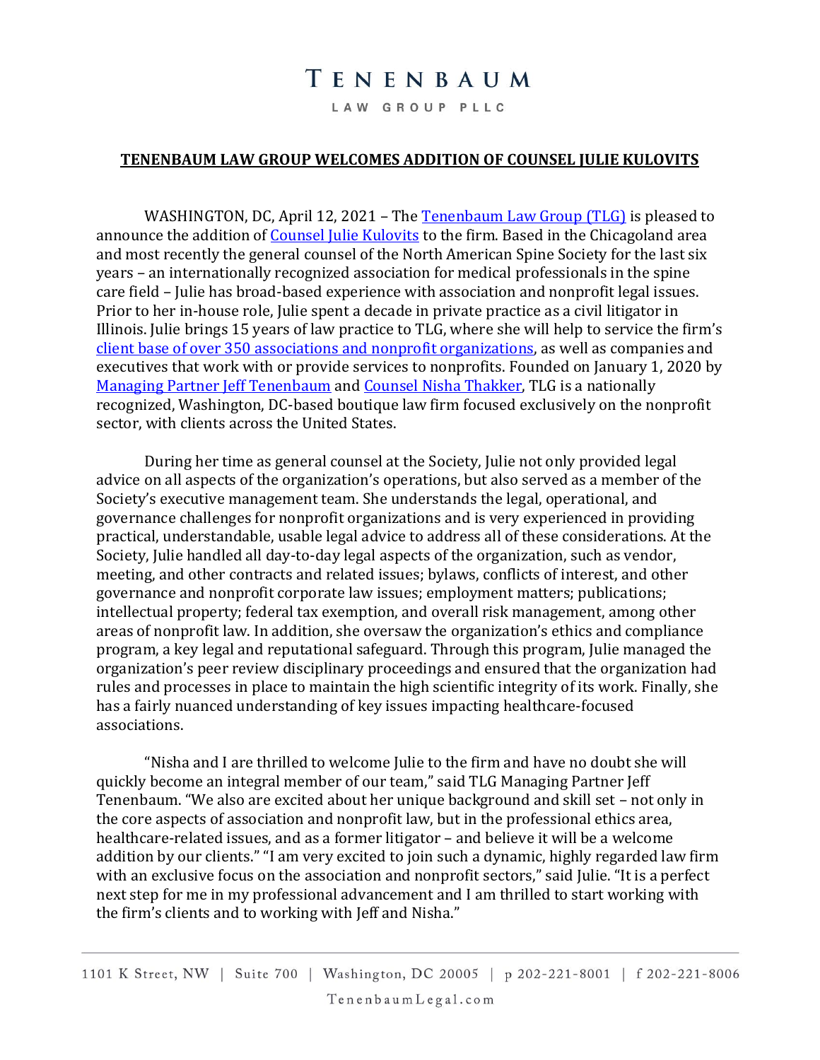# TENENBAUM

LAW GROUP PLLC

**TENENBAUM LAW GROUP WELCOMES ADDITION OF COUNSEL JULIE KULOVITS**

WASHINGTON, DC, April 12, 2021 – The [Tenenbaum Law Group (TLG)]() is pleased to announce the addition of [Counsel Julie Kulovits]() to the firm. Based in the Chicagoland area and most recently the general counsel of the North American Spine Society for the last six years – an internationally recognized association for medical professionals in the spine care field – Julie has broad-based experience with association and nonprofit legal issues. Prior to her in-house role, Julie spent a decade in private practice as a civil litigator in Illinois. Julie brings 15 years of law practice to TLG, where she will help to service the firm's [client base of over 350 associations and nonprofit organizations](), as well as companies and executives that work with or provide services to nonprofits. Founded on January 1, 2020 by [Managing Partner Jeff Tenenbaum]() and [Counsel Nisha Thakker](), TLG is a nationally recognized, Washington, DC-based boutique law firm focused exclusively on the nonprofit sector, with clients across the United States.

During her time as general counsel at the Society, Julie not only provided legal advice on all aspects of the organization's operations, but also served as a member of the Society's executive management team. She understands the legal, operational, and governance challenges for nonprofit organizations and is very experienced in providing practical, understandable, usable legal advice to address all of these considerations. At the Society, Julie handled all day-to-day legal aspects of the organization, such as vendor, meeting, and other contracts and related issues; bylaws, conflicts of interest, and other governance and nonprofit corporate law issues; employment matters; publications; intellectual property; federal tax exemption, and overall risk management, among other areas of nonprofit law. In addition, she oversaw the organization's ethics and compliance program, a key legal and reputational safeguard. Through this program, Julie managed the organization's peer review disciplinary proceedings and ensured that the organization had rules and processes in place to maintain the high scientific integrity of its work. Finally, she has a fairly nuanced understanding of key issues impacting healthcare-focused associations.

"Nisha and I are thrilled to welcome Julie to the firm and have no doubt she will quickly become an integral member of our team," said TLG Managing Partner Jeff Tenenbaum. "We also are excited about her unique background and skill set – not only in the core aspects of association and nonprofit law, but in the professional ethics area, healthcare-related issues, and as a former litigator – and believe it will be a welcome addition by our clients." "I am very excited to join such a dynamic, highly regarded law firm with an exclusive focus on the association and nonprofit sectors," said Julie. "It is a perfect next step for me in my professional advancement and I am thrilled to start working with the firm's clients and to working with Jeff and Nisha."

1101 K Street, NW | Suite 700 | Washington, DC 20005 | p 202-221-8001 | f 202-221-8006

TenenbaumLegal.com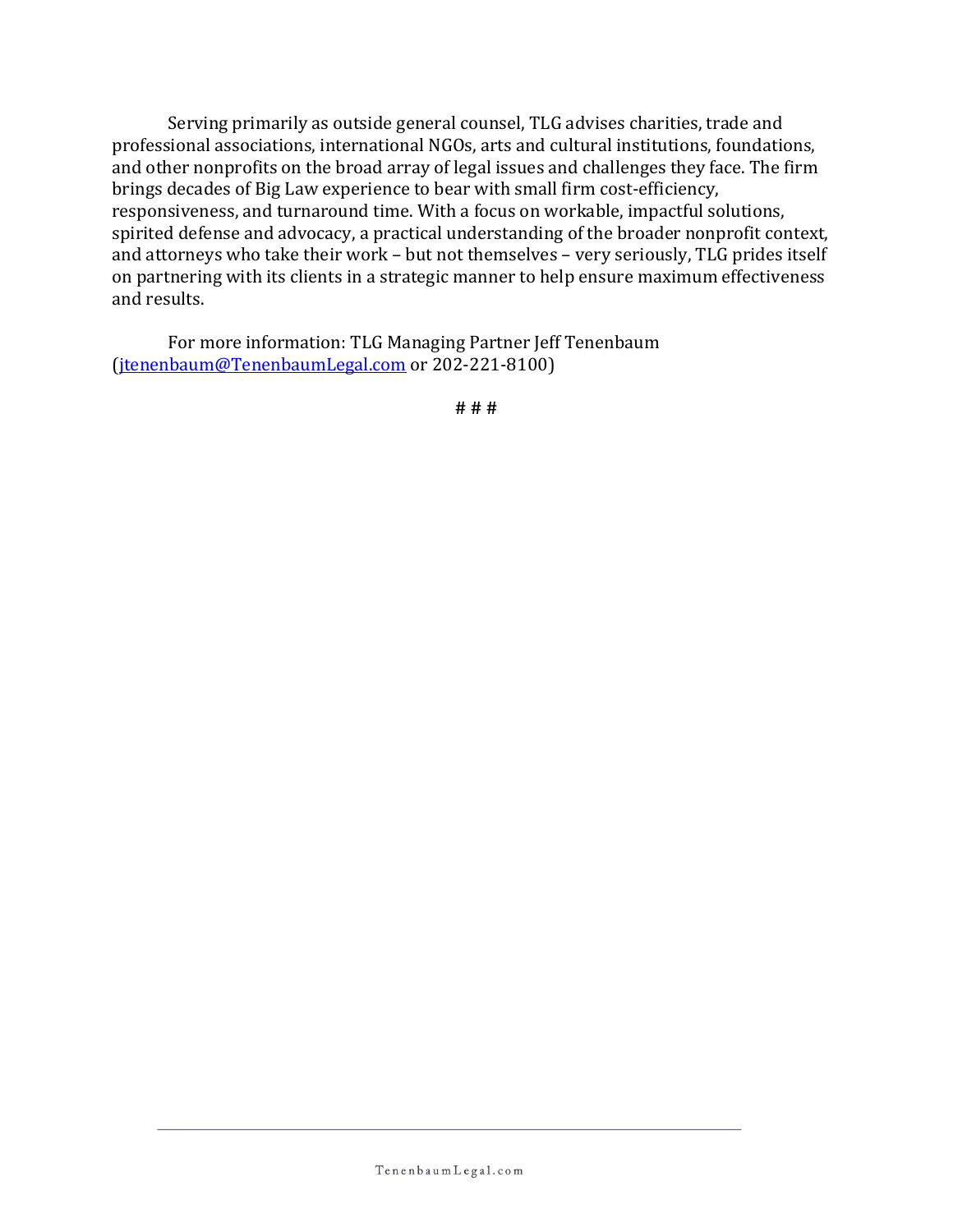Serving primarily as outside general counsel, TLG advises charities, trade and professional associations, international NGOs, arts and cultural institutions, foundations, and other nonprofits on the broad array of legal issues and challenges they face. The firm brings decades of Big Law experience to bear with small firm cost-efficiency, responsiveness, and turnaround time. With a focus on workable, impactful solutions, spirited defense and advocacy, a practical understanding of the broader nonprofit context, and attorneys who take their work – but not themselves – very seriously, TLG prides itself on partnering with its clients in a strategic manner to help ensure maximum effectiveness and results.

For more information: TLG Managing Partner Jeff Tenenbaum (jtenenbaum@TenenbaumLegal.com or 202-221-8100)

# # #